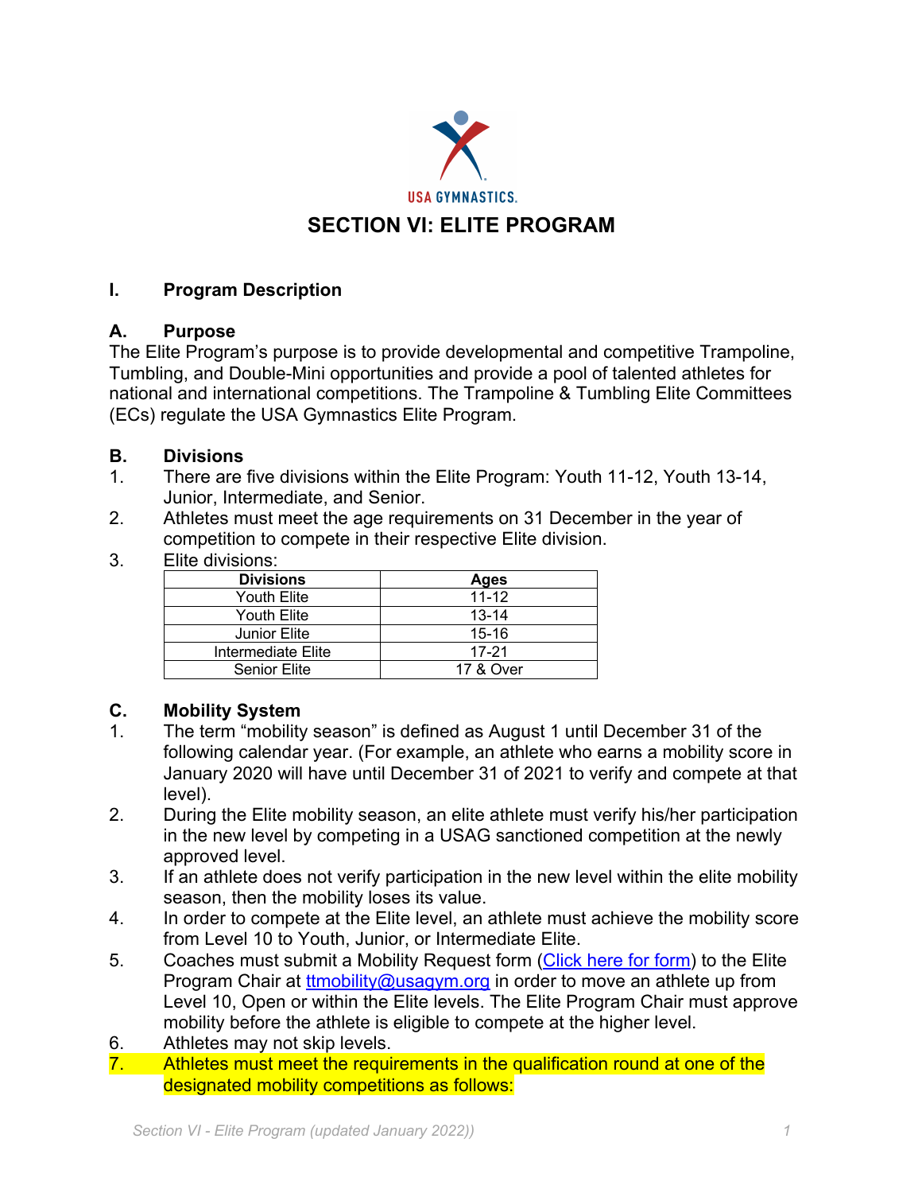# SECTION VI: ELITE PROGRAM

## I. Program Description

### A. Purpose

The Elite Program's purpose is to provide developmental and competitive Trampoline, Tumbling, and Double-Mini opportunities and provide a pool of talented athletes for national and international competitions. The Trampoline & Tumbling Elite Committees (ECs) regulate the USA Gymnastics Elite Program.

### B. Divisions

1. There are five divisions within the Elite Program: Youth 11-12, Youth 13-14, Junior, Intermediate, and Senior.
2. Athletes must meet the age requirements on 31 December in the year of competition to compete in their respective Elite division.
3. Elite divisions:

| Divisions | Ages |
|---|---|
| Youth Elite | 11-12 |
| Youth Elite | 13-14 |
| Junior Elite | 15-16 |
| Intermediate Elite | 17-21 |
| Senior Elite | 17 & Over |

### C. Mobility System

1. The term "mobility season" is defined as August 1 until December 31 of the following calendar year. (For example, an athlete who earns a mobility score in January 2020 will have until December 31 of 2021 to verify and compete at that level).
2. During the Elite mobility season, an elite athlete must verify his/her participation in the new level by competing in a USAG sanctioned competition at the newly approved level.
3. If an athlete does not verify participation in the new level within the elite mobility season, then the mobility loses its value.
4. In order to compete at the Elite level, an athlete must achieve the mobility score from Level 10 to Youth, Junior, or Intermediate Elite.
5. Coaches must submit a Mobility Request form (Click here for form) to the Elite Program Chair at ttmobility@usagym.org in order to move an athlete up from Level 10, Open or within the Elite levels. The Elite Program Chair must approve mobility before the athlete is eligible to compete at the higher level.
6. Athletes may not skip levels.
7. Athletes must meet the requirements in the qualification round at one of the designated mobility competitions as follows: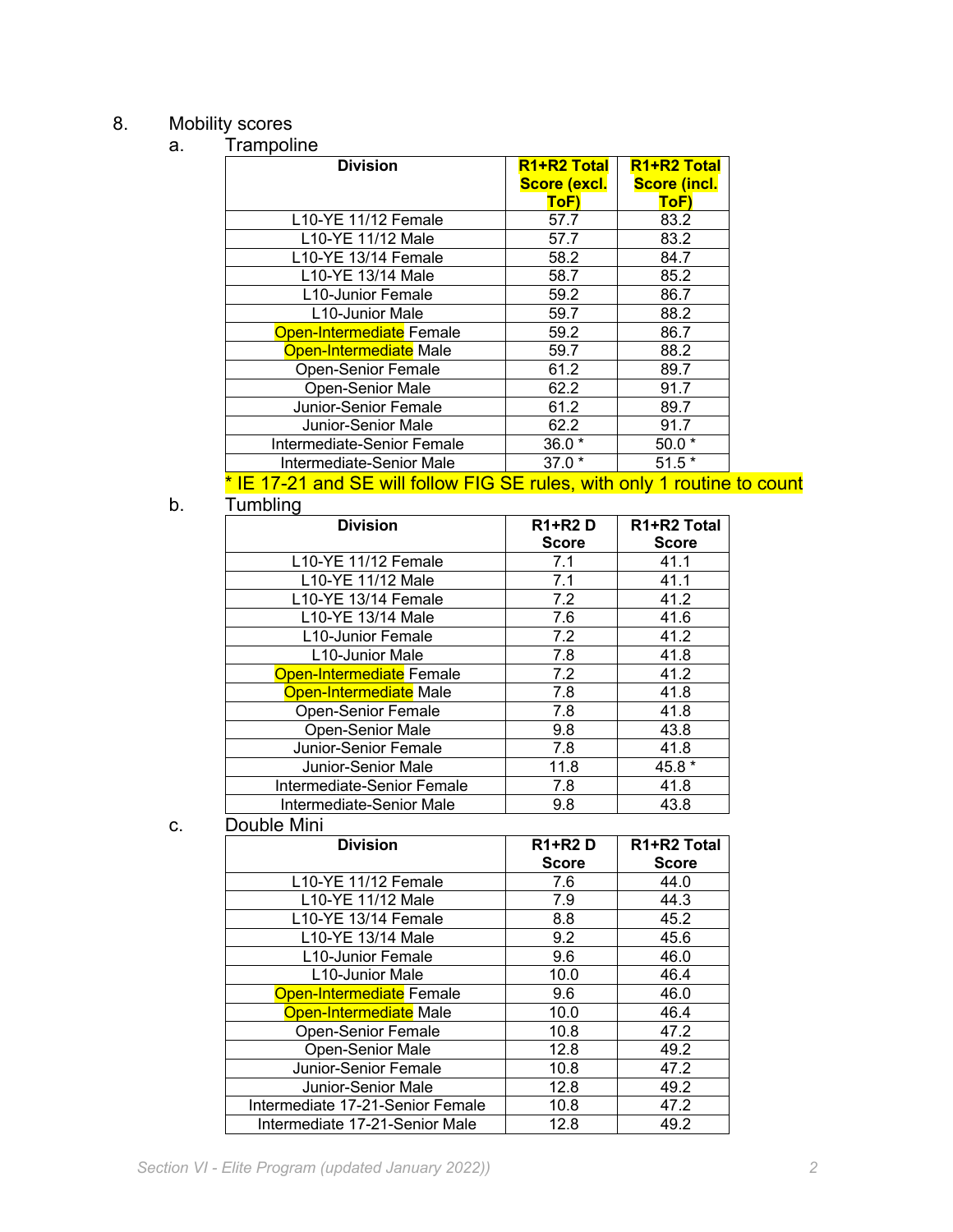8. Mobility scores

a. Trampoline

| Division | R1+R2 Total Score (excl. ToF) | R1+R2 Total Score (incl. ToF) |
|---|---|---|
| L10-YE 11/12 Female | 57.7 | 83.2 |
| L10-YE 11/12 Male | 57.7 | 83.2 |
| L10-YE 13/14 Female | 58.2 | 84.7 |
| L10-YE 13/14 Male | 58.7 | 85.2 |
| L10-Junior Female | 59.2 | 86.7 |
| L10-Junior Male | 59.7 | 88.2 |
| Open-Intermediate Female | 59.2 | 86.7 |
| Open-Intermediate Male | 59.7 | 88.2 |
| Open-Senior Female | 61.2 | 89.7 |
| Open-Senior Male | 62.2 | 91.7 |
| Junior-Senior Female | 61.2 | 89.7 |
| Junior-Senior Male | 62.2 | 91.7 |
| Intermediate-Senior Female | 36.0 * | 50.0 * |
| Intermediate-Senior Male | 37.0 * | 51.5 * |

\* IE 17-21 and SE will follow FIG SE rules, with only 1 routine to count

b. Tumbling

| Division | R1+R2 D Score | R1+R2 Total Score |
|---|---|---|
| L10-YE 11/12 Female | 7.1 | 41.1 |
| L10-YE 11/12 Male | 7.1 | 41.1 |
| L10-YE 13/14 Female | 7.2 | 41.2 |
| L10-YE 13/14 Male | 7.6 | 41.6 |
| L10-Junior Female | 7.2 | 41.2 |
| L10-Junior Male | 7.8 | 41.8 |
| Open-Intermediate Female | 7.2 | 41.2 |
| Open-Intermediate Male | 7.8 | 41.8 |
| Open-Senior Female | 7.8 | 41.8 |
| Open-Senior Male | 9.8 | 43.8 |
| Junior-Senior Female | 7.8 | 41.8 |
| Junior-Senior Male | 11.8 | 45.8 * |
| Intermediate-Senior Female | 7.8 | 41.8 |
| Intermediate-Senior Male | 9.8 | 43.8 |

c. Double Mini

| Division | R1+R2 D Score | R1+R2 Total Score |
|---|---|---|
| L10-YE 11/12 Female | 7.6 | 44.0 |
| L10-YE 11/12 Male | 7.9 | 44.3 |
| L10-YE 13/14 Female | 8.8 | 45.2 |
| L10-YE 13/14 Male | 9.2 | 45.6 |
| L10-Junior Female | 9.6 | 46.0 |
| L10-Junior Male | 10.0 | 46.4 |
| Open-Intermediate Female | 9.6 | 46.0 |
| Open-Intermediate Male | 10.0 | 46.4 |
| Open-Senior Female | 10.8 | 47.2 |
| Open-Senior Male | 12.8 | 49.2 |
| Junior-Senior Female | 10.8 | 47.2 |
| Junior-Senior Male | 12.8 | 49.2 |
| Intermediate 17-21-Senior Female | 10.8 | 47.2 |
| Intermediate 17-21-Senior Male | 12.8 | 49.2 |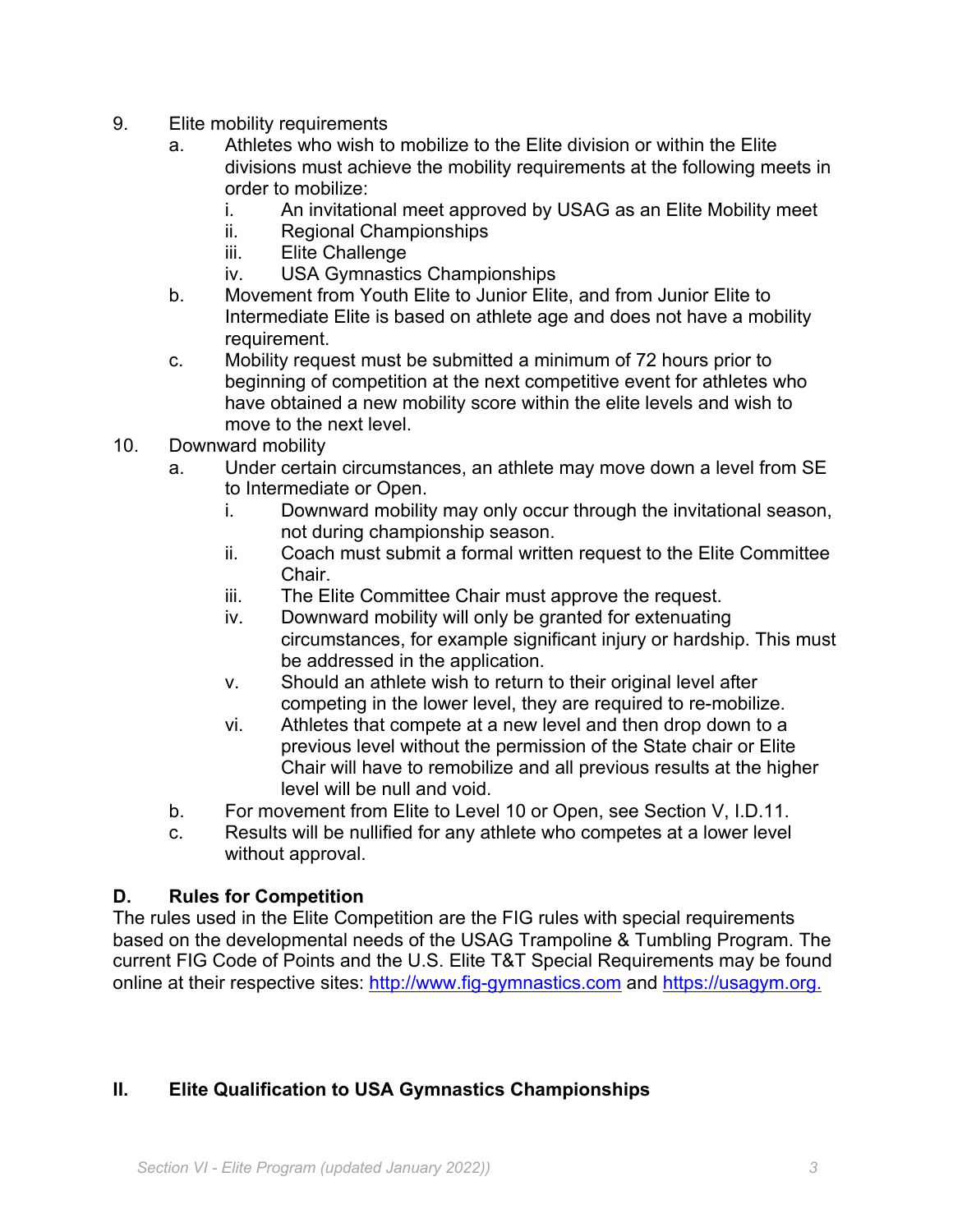9. Elite mobility requirements
    a. Athletes who wish to mobilize to the Elite division or within the Elite divisions must achieve the mobility requirements at the following meets in order to mobilize:
        i. An invitational meet approved by USAG as an Elite Mobility meet
        ii. Regional Championships
        iii. Elite Challenge
        iv. USA Gymnastics Championships
    b. Movement from Youth Elite to Junior Elite, and from Junior Elite to Intermediate Elite is based on athlete age and does not have a mobility requirement.
    c. Mobility request must be submitted a minimum of 72 hours prior to beginning of competition at the next competitive event for athletes who have obtained a new mobility score within the elite levels and wish to move to the next level.
10. Downward mobility
    a. Under certain circumstances, an athlete may move down a level from SE to Intermediate or Open.
        i. Downward mobility may only occur through the invitational season, not during championship season.
        ii. Coach must submit a formal written request to the Elite Committee Chair.
        iii. The Elite Committee Chair must approve the request.
        iv. Downward mobility will only be granted for extenuating circumstances, for example significant injury or hardship. This must be addressed in the application.
        v. Should an athlete wish to return to their original level after competing in the lower level, they are required to re-mobilize.
        vi. Athletes that compete at a new level and then drop down to a previous level without the permission of the State chair or Elite Chair will have to remobilize and all previous results at the higher level will be null and void.
    b. For movement from Elite to Level 10 or Open, see Section V, I.D.11.
    c. Results will be nullified for any athlete who competes at a lower level without approval.

### D. Rules for Competition

The rules used in the Elite Competition are the FIG rules with special requirements based on the developmental needs of the USAG Trampoline & Tumbling Program. The current FIG Code of Points and the U.S. Elite T&T Special Requirements may be found online at their respective sites: [http://www.fig-gymnastics.com](http://www.fig-gymnastics.com) and [https://usagym.org.](https://usagym.org)

## II. Elite Qualification to USA Gymnastics Championships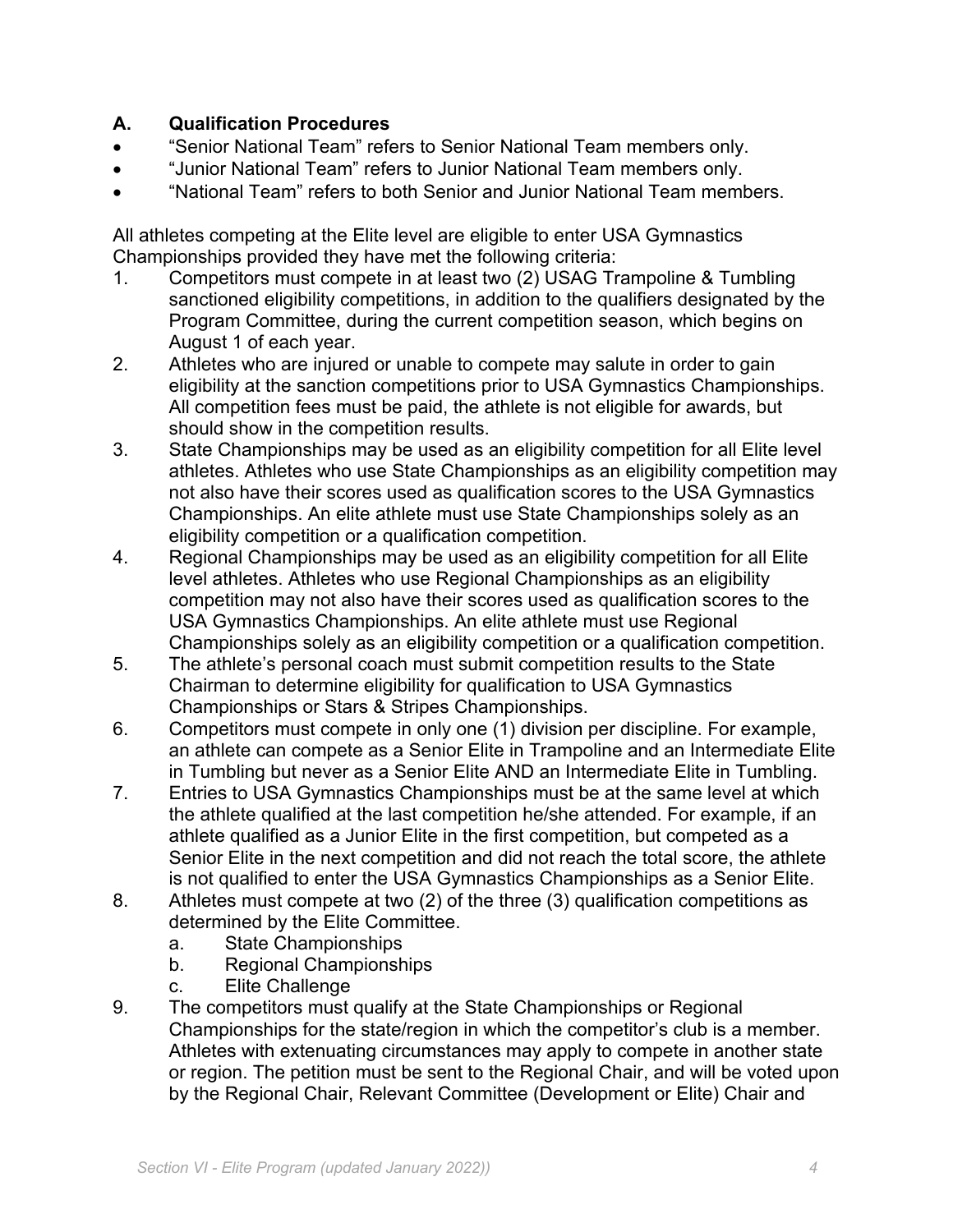## A. Qualification Procedures

- "Senior National Team" refers to Senior National Team members only.
- "Junior National Team" refers to Junior National Team members only.
- "National Team" refers to both Senior and Junior National Team members.

All athletes competing at the Elite level are eligible to enter USA Gymnastics Championships provided they have met the following criteria:

1. Competitors must compete in at least two (2) USAG Trampoline & Tumbling sanctioned eligibility competitions, in addition to the qualifiers designated by the Program Committee, during the current competition season, which begins on August 1 of each year.
2. Athletes who are injured or unable to compete may salute in order to gain eligibility at the sanction competitions prior to USA Gymnastics Championships. All competition fees must be paid, the athlete is not eligible for awards, but should show in the competition results.
3. State Championships may be used as an eligibility competition for all Elite level athletes. Athletes who use State Championships as an eligibility competition may not also have their scores used as qualification scores to the USA Gymnastics Championships. An elite athlete must use State Championships solely as an eligibility competition or a qualification competition.
4. Regional Championships may be used as an eligibility competition for all Elite level athletes. Athletes who use Regional Championships as an eligibility competition may not also have their scores used as qualification scores to the USA Gymnastics Championships. An elite athlete must use Regional Championships solely as an eligibility competition or a qualification competition.
5. The athlete's personal coach must submit competition results to the State Chairman to determine eligibility for qualification to USA Gymnastics Championships or Stars & Stripes Championships.
6. Competitors must compete in only one (1) division per discipline. For example, an athlete can compete as a Senior Elite in Trampoline and an Intermediate Elite in Tumbling but never as a Senior Elite AND an Intermediate Elite in Tumbling.
7. Entries to USA Gymnastics Championships must be at the same level at which the athlete qualified at the last competition he/she attended. For example, if an athlete qualified as a Junior Elite in the first competition, but competed as a Senior Elite in the next competition and did not reach the total score, the athlete is not qualified to enter the USA Gymnastics Championships as a Senior Elite.
8. Athletes must compete at two (2) of the three (3) qualification competitions as determined by the Elite Committee.
   a. State Championships
   b. Regional Championships
   c. Elite Challenge
9. The competitors must qualify at the State Championships or Regional Championships for the state/region in which the competitor's club is a member. Athletes with extenuating circumstances may apply to compete in another state or region. The petition must be sent to the Regional Chair, and will be voted upon by the Regional Chair, Relevant Committee (Development or Elite) Chair and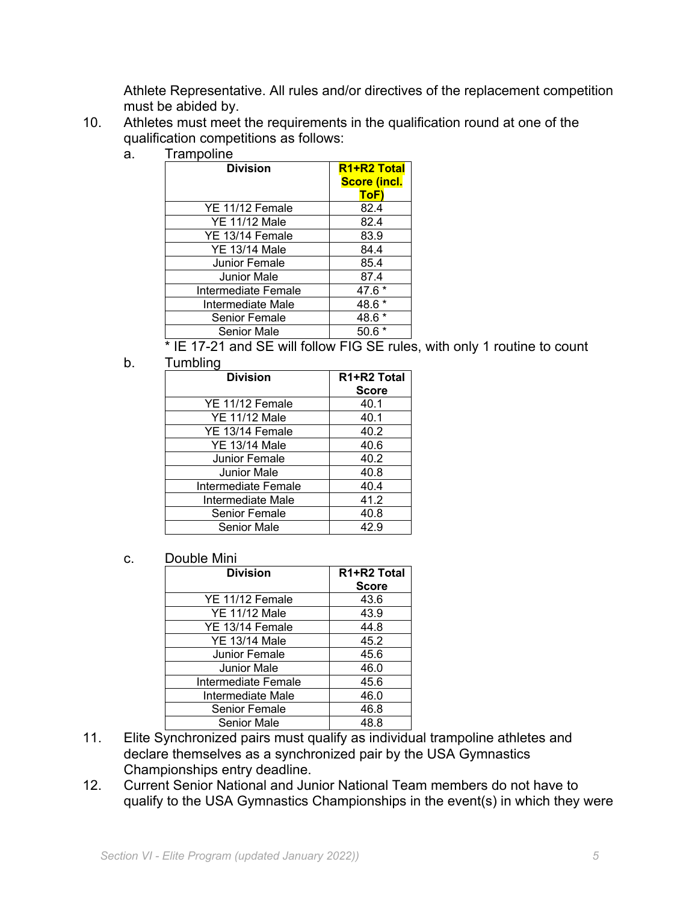Athlete Representative. All rules and/or directives of the replacement competition must be abided by.

10. Athletes must meet the requirements in the qualification round at one of the qualification competitions as follows:

    a. Trampoline

| Division | R1+R2 Total Score (incl. ToF) |
|---|---|
| YE 11/12 Female | 82.4 |
| YE 11/12 Male | 82.4 |
| YE 13/14 Female | 83.9 |
| YE 13/14 Male | 84.4 |
| Junior Female | 85.4 |
| Junior Male | 87.4 |
| Intermediate Female | 47.6 * |
| Intermediate Male | 48.6 * |
| Senior Female | 48.6 * |
| Senior Male | 50.6 * |

\* IE 17-21 and SE will follow FIG SE rules, with only 1 routine to count

    b. Tumbling

| Division | R1+R2 Total Score |
|---|---|
| YE 11/12 Female | 40.1 |
| YE 11/12 Male | 40.1 |
| YE 13/14 Female | 40.2 |
| YE 13/14 Male | 40.6 |
| Junior Female | 40.2 |
| Junior Male | 40.8 |
| Intermediate Female | 40.4 |
| Intermediate Male | 41.2 |
| Senior Female | 40.8 |
| Senior Male | 42.9 |

    c. Double Mini

| Division | R1+R2 Total Score |
|---|---|
| YE 11/12 Female | 43.6 |
| YE 11/12 Male | 43.9 |
| YE 13/14 Female | 44.8 |
| YE 13/14 Male | 45.2 |
| Junior Female | 45.6 |
| Junior Male | 46.0 |
| Intermediate Female | 45.6 |
| Intermediate Male | 46.0 |
| Senior Female | 46.8 |
| Senior Male | 48.8 |

11. Elite Synchronized pairs must qualify as individual trampoline athletes and declare themselves as a synchronized pair by the USA Gymnastics Championships entry deadline.

12. Current Senior National and Junior National Team members do not have to qualify to the USA Gymnastics Championships in the event(s) in which they were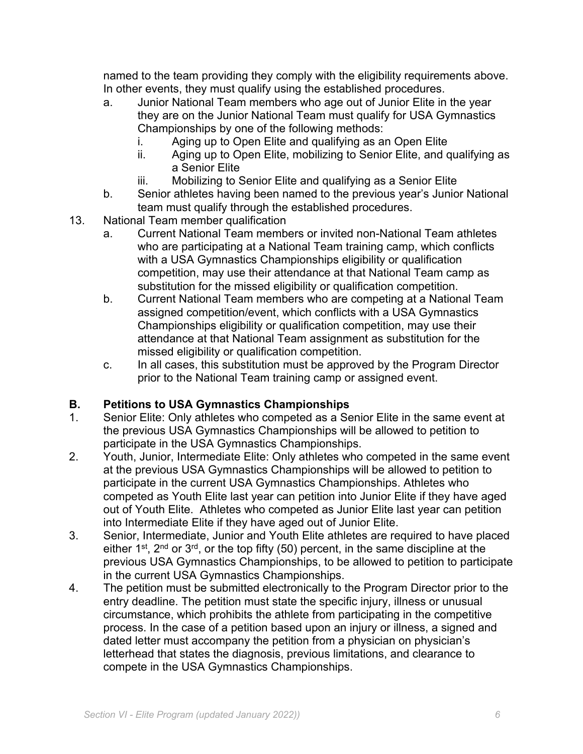named to the team providing they comply with the eligibility requirements above. In other events, they must qualify using the established procedures.

a. Junior National Team members who age out of Junior Elite in the year they are on the Junior National Team must qualify for USA Gymnastics Championships by one of the following methods:
   i. Aging up to Open Elite and qualifying as an Open Elite
   ii. Aging up to Open Elite, mobilizing to Senior Elite, and qualifying as a Senior Elite
   iii. Mobilizing to Senior Elite and qualifying as a Senior Elite
b. Senior athletes having been named to the previous year's Junior National team must qualify through the established procedures.

13. National Team member qualification
   a. Current National Team members or invited non-National Team athletes who are participating at a National Team training camp, which conflicts with a USA Gymnastics Championships eligibility or qualification competition, may use their attendance at that National Team camp as substitution for the missed eligibility or qualification competition.
   b. Current National Team members who are competing at a National Team assigned competition/event, which conflicts with a USA Gymnastics Championships eligibility or qualification competition, may use their attendance at that National Team assignment as substitution for the missed eligibility or qualification competition.
   c. In all cases, this substitution must be approved by the Program Director prior to the National Team training camp or assigned event.

## B. Petitions to USA Gymnastics Championships

1. Senior Elite: Only athletes who competed as a Senior Elite in the same event at the previous USA Gymnastics Championships will be allowed to petition to participate in the USA Gymnastics Championships.
2. Youth, Junior, Intermediate Elite: Only athletes who competed in the same event at the previous USA Gymnastics Championships will be allowed to petition to participate in the current USA Gymnastics Championships. Athletes who competed as Youth Elite last year can petition into Junior Elite if they have aged out of Youth Elite. Athletes who competed as Junior Elite last year can petition into Intermediate Elite if they have aged out of Junior Elite.
3. Senior, Intermediate, Junior and Youth Elite athletes are required to have placed either 1st, 2nd or 3rd, or the top fifty (50) percent, in the same discipline at the previous USA Gymnastics Championships, to be allowed to petition to participate in the current USA Gymnastics Championships.
4. The petition must be submitted electronically to the Program Director prior to the entry deadline. The petition must state the specific injury, illness or unusual circumstance, which prohibits the athlete from participating in the competitive process. In the case of a petition based upon an injury or illness, a signed and dated letter must accompany the petition from a physician on physician's letterhead that states the diagnosis, previous limitations, and clearance to compete in the USA Gymnastics Championships.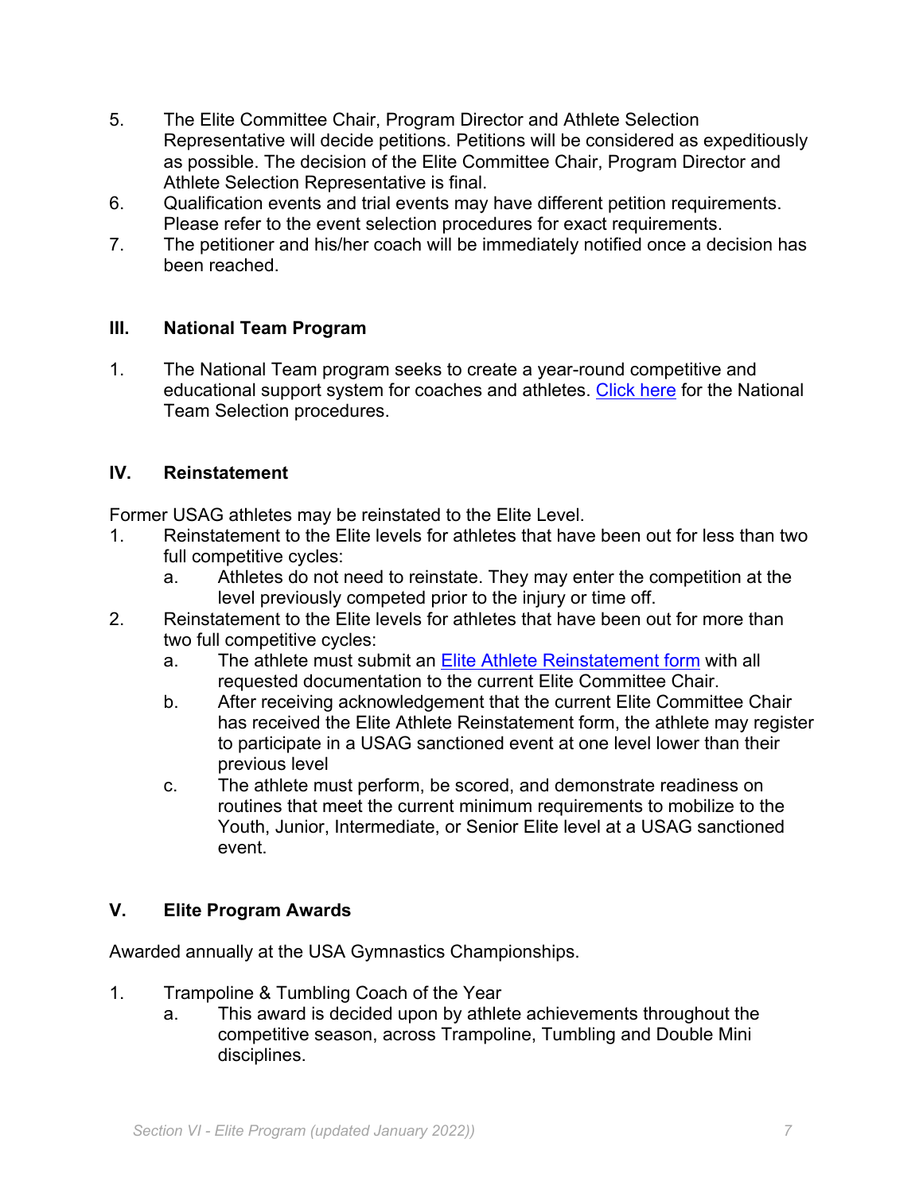5. The Elite Committee Chair, Program Director and Athlete Selection Representative will decide petitions. Petitions will be considered as expeditiously as possible. The decision of the Elite Committee Chair, Program Director and Athlete Selection Representative is final.
6. Qualification events and trial events may have different petition requirements. Please refer to the event selection procedures for exact requirements.
7. The petitioner and his/her coach will be immediately notified once a decision has been reached.

## III. National Team Program

1. The National Team program seeks to create a year-round competitive and educational support system for coaches and athletes. Click here for the National Team Selection procedures.

## IV. Reinstatement

Former USAG athletes may be reinstated to the Elite Level.

1. Reinstatement to the Elite levels for athletes that have been out for less than two full competitive cycles:
   a. Athletes do not need to reinstate. They may enter the competition at the level previously competed prior to the injury or time off.
2. Reinstatement to the Elite levels for athletes that have been out for more than two full competitive cycles:
   a. The athlete must submit an Elite Athlete Reinstatement form with all requested documentation to the current Elite Committee Chair.
   b. After receiving acknowledgement that the current Elite Committee Chair has received the Elite Athlete Reinstatement form, the athlete may register to participate in a USAG sanctioned event at one level lower than their previous level
   c. The athlete must perform, be scored, and demonstrate readiness on routines that meet the current minimum requirements to mobilize to the Youth, Junior, Intermediate, or Senior Elite level at a USAG sanctioned event.

## V. Elite Program Awards

Awarded annually at the USA Gymnastics Championships.

1. Trampoline & Tumbling Coach of the Year
   a. This award is decided upon by athlete achievements throughout the competitive season, across Trampoline, Tumbling and Double Mini disciplines.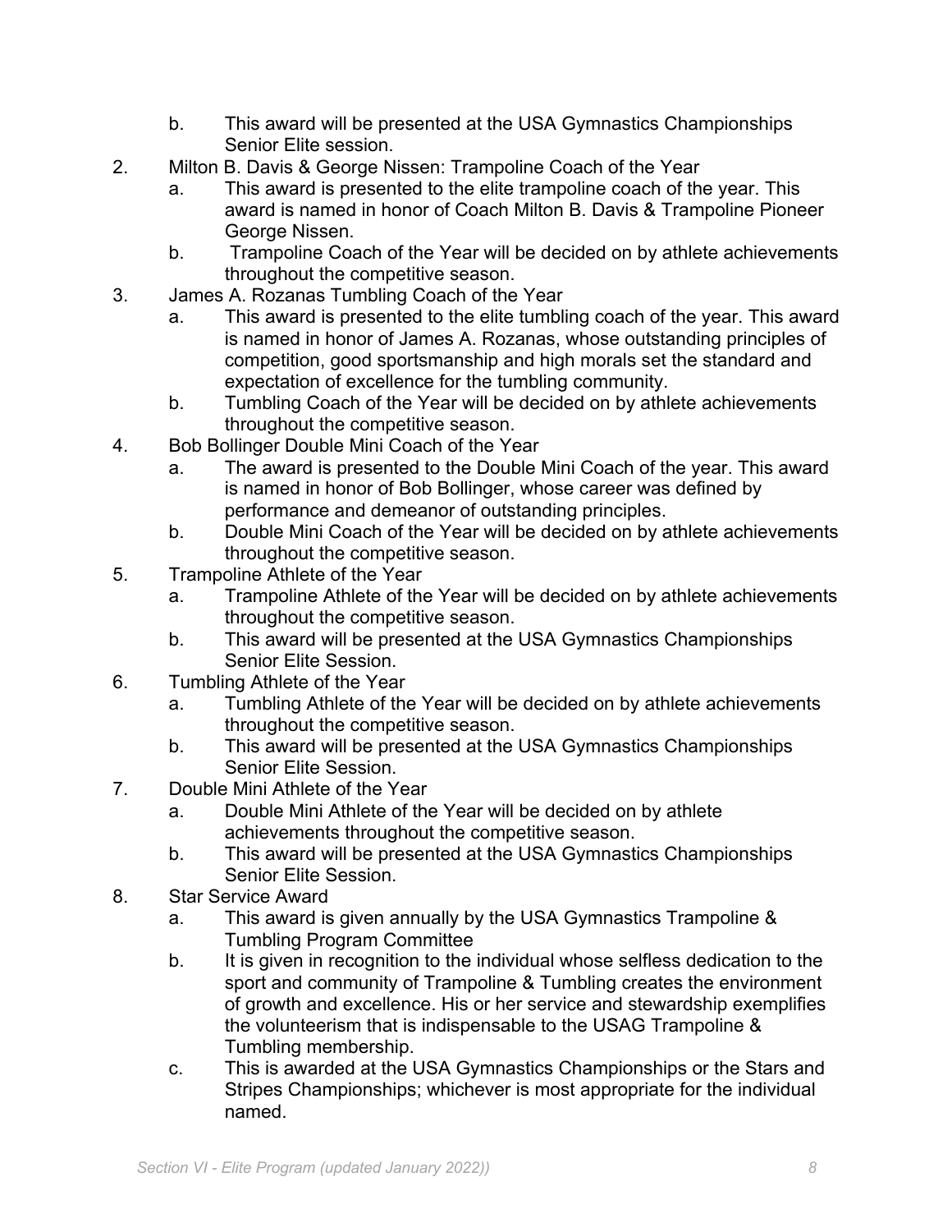b. This award will be presented at the USA Gymnastics Championships Senior Elite session.

2. Milton B. Davis & George Nissen: Trampoline Coach of the Year
   a. This award is presented to the elite trampoline coach of the year. This award is named in honor of Coach Milton B. Davis & Trampoline Pioneer George Nissen.
   b. Trampoline Coach of the Year will be decided on by athlete achievements throughout the competitive season.
3. James A. Rozanas Tumbling Coach of the Year
   a. This award is presented to the elite tumbling coach of the year. This award is named in honor of James A. Rozanas, whose outstanding principles of competition, good sportsmanship and high morals set the standard and expectation of excellence for the tumbling community.
   b. Tumbling Coach of the Year will be decided on by athlete achievements throughout the competitive season.
4. Bob Bollinger Double Mini Coach of the Year
   a. The award is presented to the Double Mini Coach of the year. This award is named in honor of Bob Bollinger, whose career was defined by performance and demeanor of outstanding principles.
   b. Double Mini Coach of the Year will be decided on by athlete achievements throughout the competitive season.
5. Trampoline Athlete of the Year
   a. Trampoline Athlete of the Year will be decided on by athlete achievements throughout the competitive season.
   b. This award will be presented at the USA Gymnastics Championships Senior Elite Session.
6. Tumbling Athlete of the Year
   a. Tumbling Athlete of the Year will be decided on by athlete achievements throughout the competitive season.
   b. This award will be presented at the USA Gymnastics Championships Senior Elite Session.
7. Double Mini Athlete of the Year
   a. Double Mini Athlete of the Year will be decided on by athlete achievements throughout the competitive season.
   b. This award will be presented at the USA Gymnastics Championships Senior Elite Session.
8. Star Service Award
   a. This award is given annually by the USA Gymnastics Trampoline & Tumbling Program Committee
   b. It is given in recognition to the individual whose selfless dedication to the sport and community of Trampoline & Tumbling creates the environment of growth and excellence. His or her service and stewardship exemplifies the volunteerism that is indispensable to the USAG Trampoline & Tumbling membership.
   c. This is awarded at the USA Gymnastics Championships or the Stars and Stripes Championships; whichever is most appropriate for the individual named.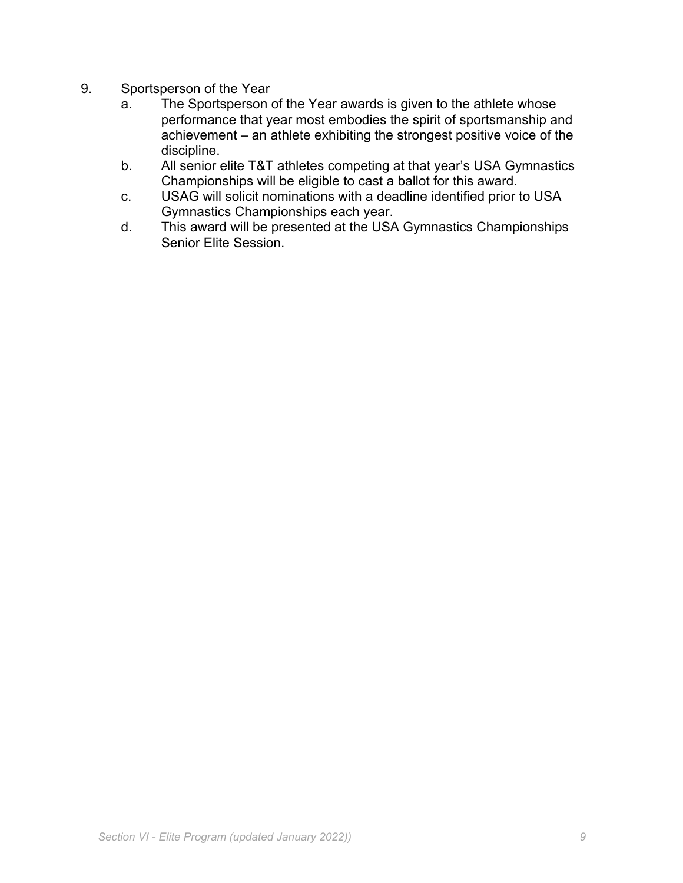9. Sportsperson of the Year
   a. The Sportsperson of the Year awards is given to the athlete whose performance that year most embodies the spirit of sportsmanship and achievement – an athlete exhibiting the strongest positive voice of the discipline.
   b. All senior elite T&T athletes competing at that year's USA Gymnastics Championships will be eligible to cast a ballot for this award.
   c. USAG will solicit nominations with a deadline identified prior to USA Gymnastics Championships each year.
   d. This award will be presented at the USA Gymnastics Championships Senior Elite Session.